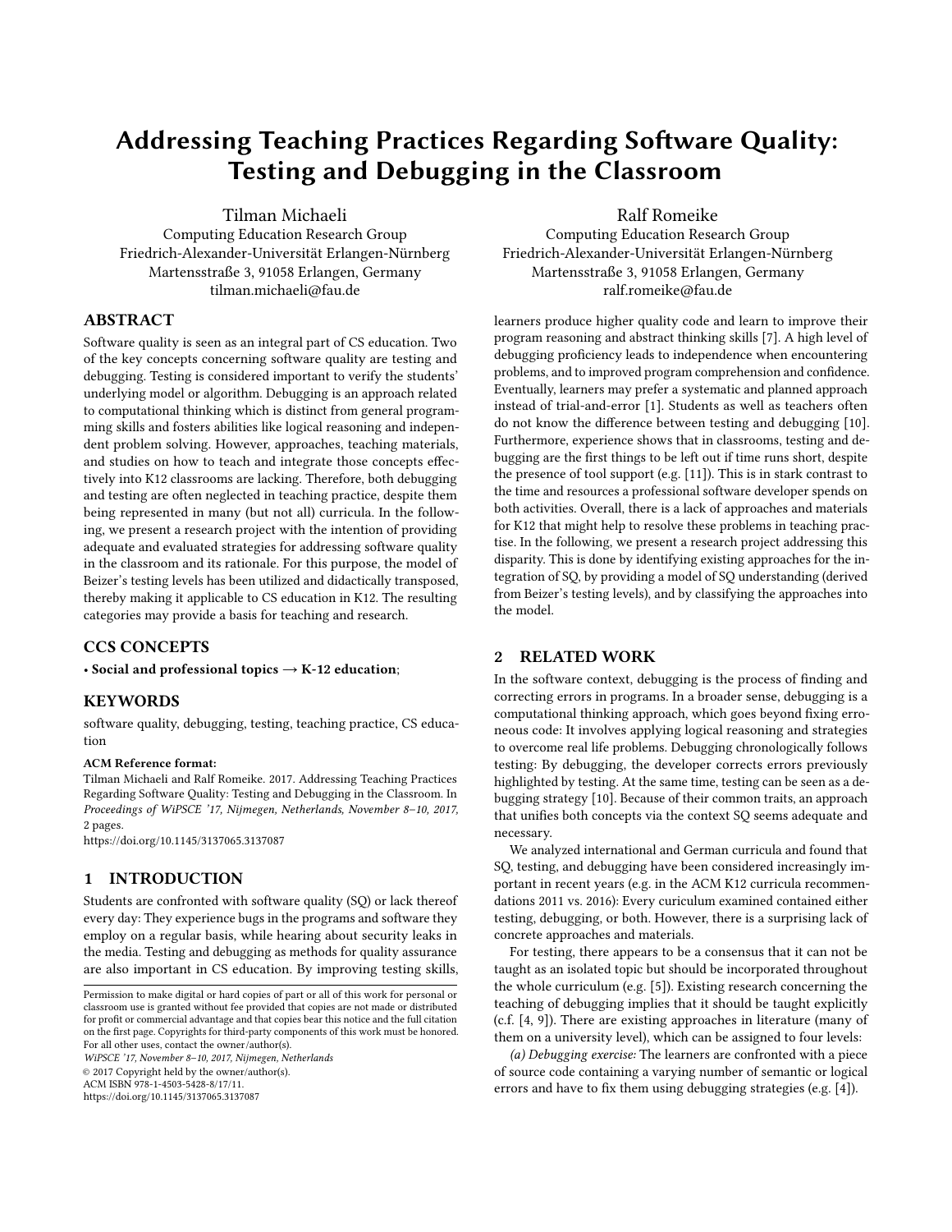# Addressing Teaching Practices Regarding Software Quality: Testing and Debugging in the Classroom

Tilman Michaeli
Computing Education Research Group
Friedrich-Alexander-Universität Erlangen-Nürnberg
Martensstraße 3, 91058 Erlangen, Germany
tilman.michaeli@fau.de

Ralf Romeike
Computing Education Research Group
Friedrich-Alexander-Universität Erlangen-Nürnberg
Martensstraße 3, 91058 Erlangen, Germany
ralf.romeike@fau.de

## ABSTRACT

Software quality is seen as an integral part of CS education. Two of the key concepts concerning software quality are testing and debugging. Testing is considered important to verify the students' underlying model or algorithm. Debugging is an approach related to computational thinking which is distinct from general programming skills and fosters abilities like logical reasoning and independent problem solving. However, approaches, teaching materials, and studies on how to teach and integrate those concepts effectively into K12 classrooms are lacking. Therefore, both debugging and testing are often neglected in teaching practice, despite them being represented in many (but not all) curricula. In the following, we present a research project with the intention of providing adequate and evaluated strategies for addressing software quality in the classroom and its rationale. For this purpose, the model of Beizer's testing levels has been utilized and didactically transposed, thereby making it applicable to CS education in K12. The resulting categories may provide a basis for teaching and research.

## CCS CONCEPTS

• **Social and professional topics → K-12 education**;

## KEYWORDS

software quality, debugging, testing, teaching practice, CS education

**ACM Reference format:**
Tilman Michaeli and Ralf Romeike. 2017. Addressing Teaching Practices Regarding Software Quality: Testing and Debugging in the Classroom. In *Proceedings of WiPSCE '17, Nijmegen, Netherlands, November 8–10, 2017,* 2 pages.
https://doi.org/10.1145/3137065.3137087

## 1 INTRODUCTION

Students are confronted with software quality (SQ) or lack thereof every day: They experience bugs in the programs and software they employ on a regular basis, while hearing about security leaks in the media. Testing and debugging as methods for quality assurance are also important in CS education. By improving testing skills, learners produce higher quality code and learn to improve their program reasoning and abstract thinking skills [7]. A high level of debugging proficiency leads to independence when encountering problems, and to improved program comprehension and confidence. Eventually, learners may prefer a systematic and planned approach instead of trial-and-error [1]. Students as well as teachers often do not know the difference between testing and debugging [10]. Furthermore, experience shows that in classrooms, testing and debugging are the first things to be left out if time runs short, despite the presence of tool support (e.g. [11]). This is in stark contrast to the time and resources a professional software developer spends on both activities. Overall, there is a lack of approaches and materials for K12 that might help to resolve these problems in teaching practise. In the following, we present a research project addressing this disparity. This is done by identifying existing approaches for the integration of SQ, by providing a model of SQ understanding (derived from Beizer's testing levels), and by classifying the approaches into the model.

## 2 RELATED WORK

In the software context, debugging is the process of finding and correcting errors in programs. In a broader sense, debugging is a computational thinking approach, which goes beyond fixing erroneous code: It involves applying logical reasoning and strategies to overcome real life problems. Debugging chronologically follows testing: By debugging, the developer corrects errors previously highlighted by testing. At the same time, testing can be seen as a debugging strategy [10]. Because of their common traits, an approach that unifies both concepts via the context SQ seems adequate and necessary.

We analyzed international and German curricula and found that SQ, testing, and debugging have been considered increasingly important in recent years (e.g. in the ACM K12 curricula recommendations 2011 vs. 2016): Every curriculum examined contained either testing, debugging, or both. However, there is a surprising lack of concrete approaches and materials.

For testing, there appears to be a consensus that it can not be taught as an isolated topic but should be incorporated throughout the whole curriculum (e.g. [5]). Existing research concerning the teaching of debugging implies that it should be taught explicitly (c.f. [4, 9]). There are existing approaches in literature (many of them on a university level), which can be assigned to four levels:

*(a) Debugging exercise:* The learners are confronted with a piece of source code containing a varying number of semantic or logical errors and have to fix them using debugging strategies (e.g. [4]).

Permission to make digital or hard copies of part or all of this work for personal or classroom use is granted without fee provided that copies are not made or distributed for profit or commercial advantage and that copies bear this notice and the full citation on the first page. Copyrights for third-party components of this work must be honored. For all other uses, contact the owner/author(s).
*WiPSCE '17, November 8–10, 2017, Nijmegen, Netherlands*
© 2017 Copyright held by the owner/author(s).
ACM ISBN 978-1-4503-5428-8/17/11.
https://doi.org/10.1145/3137065.3137087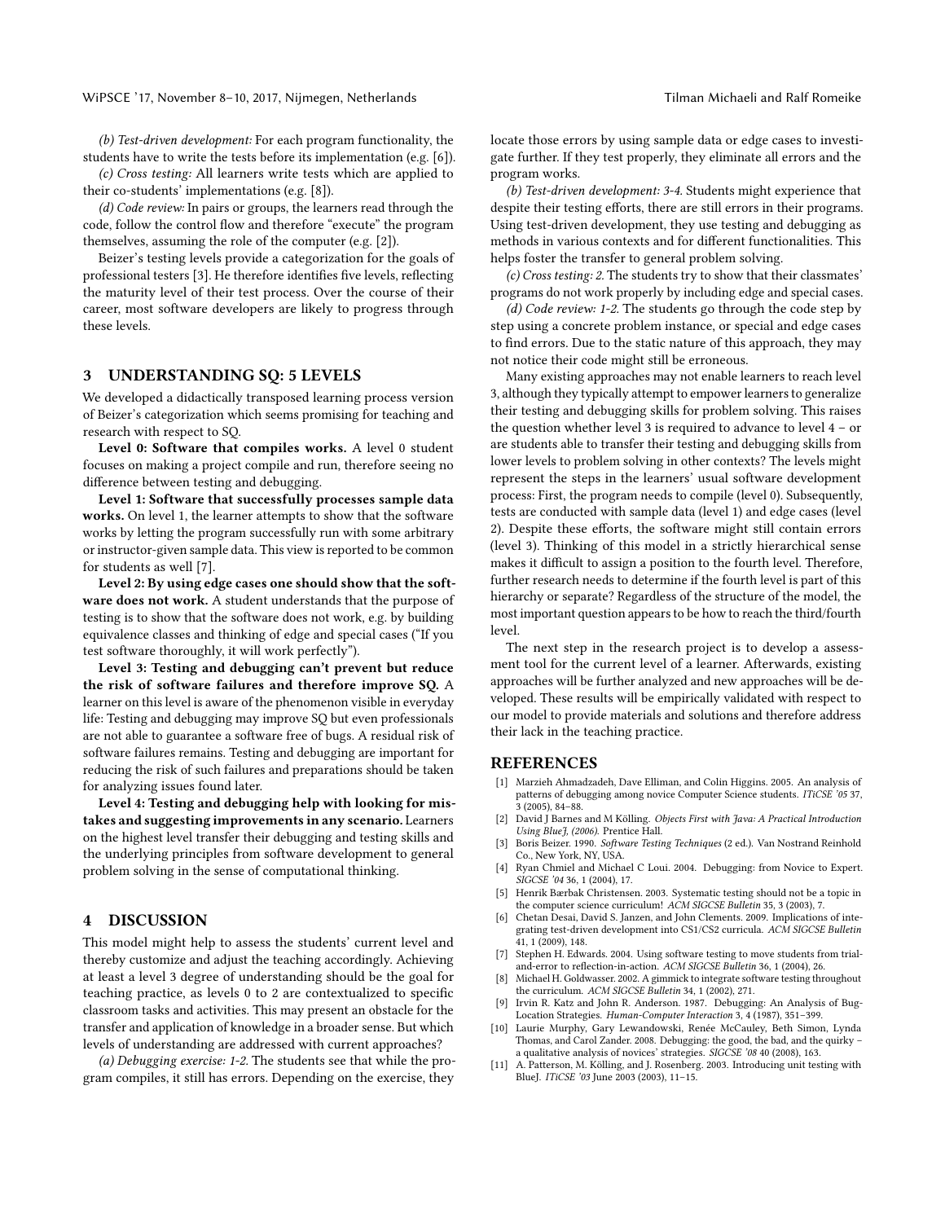*(b) Test-driven development:* For each program functionality, the students have to write the tests before its implementation (e.g. [6]).

*(c) Cross testing:* All learners write tests which are applied to their co-students' implementations (e.g. [8]).

*(d) Code review:* In pairs or groups, the learners read through the code, follow the control flow and therefore "execute" the program themselves, assuming the role of the computer (e.g. [2]).

Beizer's testing levels provide a categorization for the goals of professional testers [3]. He therefore identifies five levels, reflecting the maturity level of their test process. Over the course of their career, most software developers are likely to progress through these levels.

## 3 UNDERSTANDING SQ: 5 LEVELS

We developed a didactically transposed learning process version of Beizer's categorization which seems promising for teaching and research with respect to SQ.

**Level 0: Software that compiles works.** A level 0 student focuses on making a project compile and run, therefore seeing no difference between testing and debugging.

**Level 1: Software that successfully processes sample data works.** On level 1, the learner attempts to show that the software works by letting the program successfully run with some arbitrary or instructor-given sample data. This view is reported to be common for students as well [7].

**Level 2: By using edge cases one should show that the software does not work.** A student understands that the purpose of testing is to show that the software does not work, e.g. by building equivalence classes and thinking of edge and special cases ("If you test software thoroughly, it will work perfectly").

**Level 3: Testing and debugging can't prevent but reduce the risk of software failures and therefore improve SQ.** A learner on this level is aware of the phenomenon visible in everyday life: Testing and debugging may improve SQ but even professionals are not able to guarantee a software free of bugs. A residual risk of software failures remains. Testing and debugging are important for reducing the risk of such failures and preparations should be taken for analyzing issues found later.

**Level 4: Testing and debugging help with looking for mistakes and suggesting improvements in any scenario.** Learners on the highest level transfer their debugging and testing skills and the underlying principles from software development to general problem solving in the sense of computational thinking.

## 4 DISCUSSION

This model might help to assess the students' current level and thereby customize and adjust the teaching accordingly. Achieving at least a level 3 degree of understanding should be the goal for teaching practice, as levels 0 to 2 are contextualized to specific classroom tasks and activities. This may present an obstacle for the transfer and application of knowledge in a broader sense. But which levels of understanding are addressed with current approaches?

*(a) Debugging exercise: 1-2.* The students see that while the program compiles, it still has errors. Depending on the exercise, they locate those errors by using sample data or edge cases to investigate further. If they test properly, they eliminate all errors and the program works.

*(b) Test-driven development: 3-4.* Students might experience that despite their testing efforts, there are still errors in their programs. Using test-driven development, they use testing and debugging as methods in various contexts and for different functionalities. This helps foster the transfer to general problem solving.

*(c) Cross testing: 2.* The students try to show that their classmates' programs do not work properly by including edge and special cases.

*(d) Code review: 1-2.* The students go through the code step by step using a concrete problem instance, or special and edge cases to find errors. Due to the static nature of this approach, they may not notice their code might still be erroneous.

Many existing approaches may not enable learners to reach level 3, although they typically attempt to empower learners to generalize their testing and debugging skills for problem solving. This raises the question whether level 3 is required to advance to level 4 – or are students able to transfer their testing and debugging skills from lower levels to problem solving in other contexts? The levels might represent the steps in the learners' usual software development process: First, the program needs to compile (level 0). Subsequently, tests are conducted with sample data (level 1) and edge cases (level 2). Despite these efforts, the software might still contain errors (level 3). Thinking of this model in a strictly hierarchical sense makes it difficult to assign a position to the fourth level. Therefore, further research needs to determine if the fourth level is part of this hierarchy or separate? Regardless of the structure of the model, the most important question appears to be how to reach the third/fourth level.

The next step in the research project is to develop a assessment tool for the current level of a learner. Afterwards, existing approaches will be further analyzed and new approaches will be developed. These results will be empirically validated with respect to our model to provide materials and solutions and therefore address their lack in the teaching practice.

## REFERENCES

[1] Marzieh Ahmadzadeh, Dave Elliman, and Colin Higgins. 2005. An analysis of patterns of debugging among novice Computer Science students. *ITiCSE '05* 37, 3 (2005), 84–88.

[2] David J Barnes and M Kölling. *Objects First with Java: A Practical Introduction Using BlueJ, (2006).* Prentice Hall.

[3] Boris Beizer. 1990. *Software Testing Techniques* (2 ed.). Van Nostrand Reinhold Co., New York, NY, USA.

[4] Ryan Chmiel and Michael C Loui. 2004. Debugging: from Novice to Expert. *SIGCSE '04* 36, 1 (2004), 17.

[5] Henrik Bærbak Christensen. 2003. Systematic testing should not be a topic in the computer science curriculum! *ACM SIGCSE Bulletin* 35, 3 (2003), 7.

[6] Chetan Desai, David S. Janzen, and John Clements. 2009. Implications of integrating test-driven development into CS1/CS2 curricula. *ACM SIGCSE Bulletin* 41, 1 (2009), 148.

[7] Stephen H. Edwards. 2004. Using software testing to move students from trial-and-error to reflection-in-action. *ACM SIGCSE Bulletin* 36, 1 (2004), 26.

[8] Michael H. Goldwasser. 2002. A gimmick to integrate software testing throughout the curriculum. *ACM SIGCSE Bulletin* 34, 1 (2002), 271.

[9] Irvin R. Katz and John R. Anderson. 1987. Debugging: An Analysis of Bug-Location Strategies. *Human-Computer Interaction* 3, 4 (1987), 351–399.

[10] Laurie Murphy, Gary Lewandowski, Renée McCauley, Beth Simon, Lynda Thomas, and Carol Zander. 2008. Debugging: the good, the bad, and the quirky – a qualitative analysis of novices' strategies. *SIGCSE '08* 40 (2008), 163.

[11] A. Patterson, M. Kölling, and J. Rosenberg. 2003. Introducing unit testing with BlueJ. *ITiCSE '03* June 2003 (2003), 11–15.